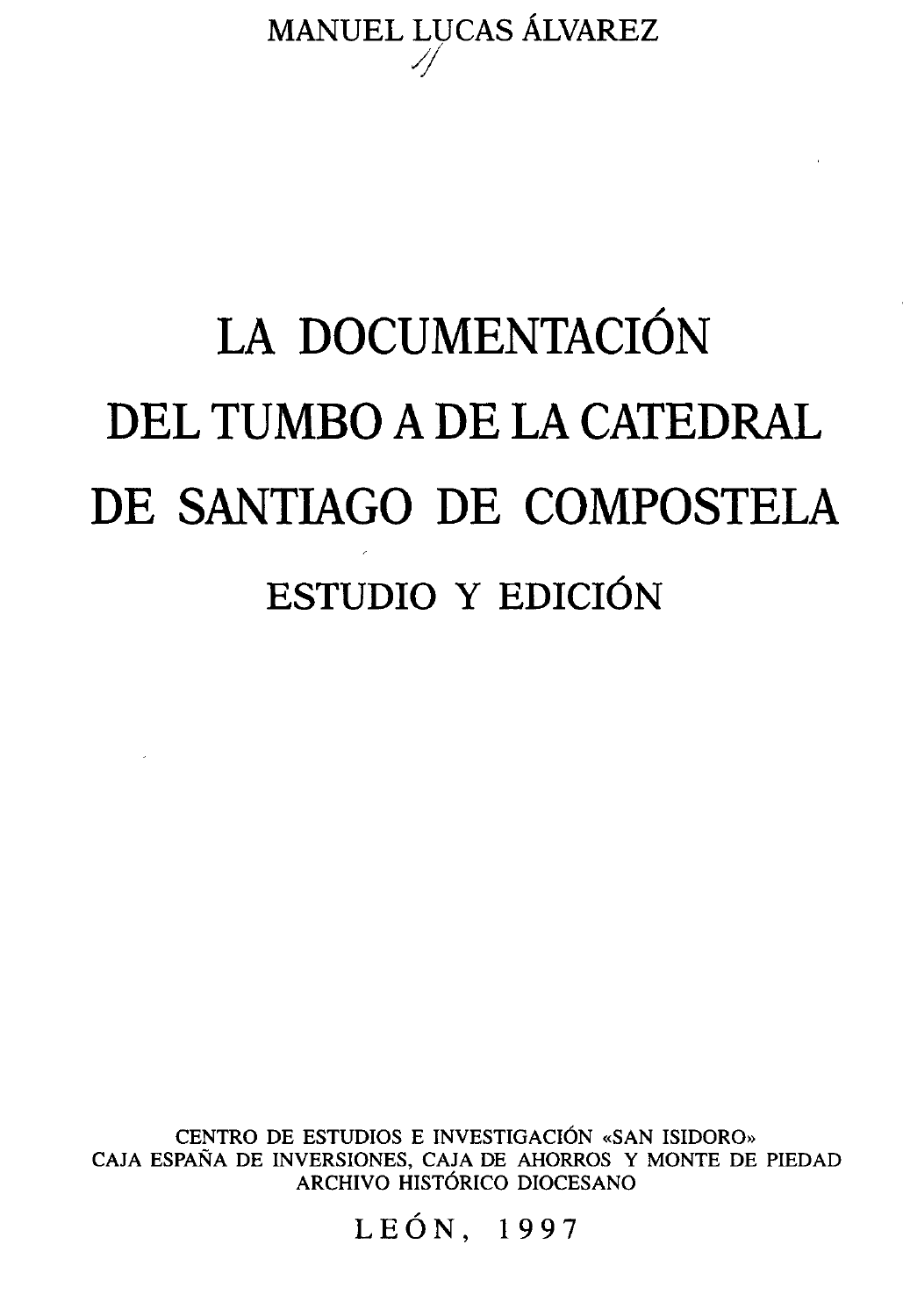MANUEL LUCAS ÁLVAREZ

# LA DOCUMENTACIÓN DEL TUMBO A DE LA CATEDRAL DE SANTIAGO DE COMPOSTELA

## ESTUDIO Y EDICIÓN

CENTRO DE ESTUDIOS E INVESTIGACIÓN «SAN ISIDORO»
CAJA ESPAÑA DE INVERSIONES, CAJA DE AHORROS Y MONTE DE PIEDAD
ARCHIVO HISTÓRICO DIOCESANO

LEÓN, 1997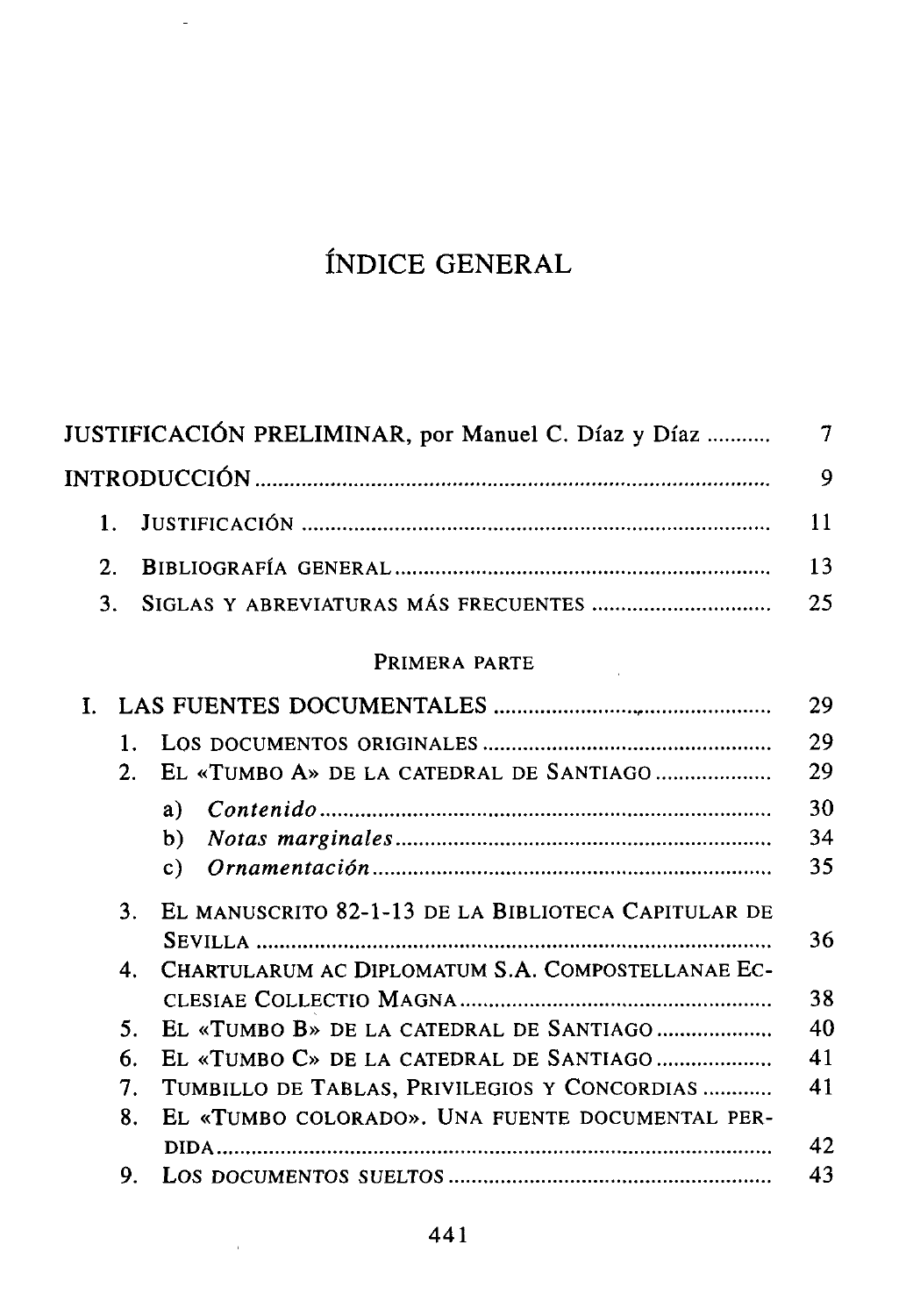# ÍNDICE GENERAL

JUSTIFICACIÓN PRELIMINAR, por Manuel C. Díaz y Díaz .......... 7

INTRODUCCIÓN .......... 9

1. JUSTIFICACIÓN .......... 11
2. BIBLIOGRAFÍA GENERAL .......... 13
3. SIGLAS Y ABREVIATURAS MÁS FRECUENTES .......... 25

PRIMERA PARTE

I. LAS FUENTES DOCUMENTALES .......... 29
   1. LOS DOCUMENTOS ORIGINALES .......... 29
   2. EL «TUMBO A» DE LA CATEDRAL DE SANTIAGO .......... 29
      a) *Contenido* .......... 30
      b) *Notas marginales* .......... 34
      c) *Ornamentación* .......... 35
   3. EL MANUSCRITO 82-1-13 DE LA BIBLIOTECA CAPITULAR DE SEVILLA .......... 36
   4. CHARTULARUM AC DIPLOMATUM S.A. COMPOSTELLANAE ECCLESIAE COLLECTIO MAGNA .......... 38
   5. EL «TUMBO B» DE LA CATEDRAL DE SANTIAGO .......... 40
   6. EL «TUMBO C» DE LA CATEDRAL DE SANTIAGO .......... 41
   7. TUMBILLO DE TABLAS, PRIVILEGIOS Y CONCORDIAS .......... 41
   8. EL «TUMBO COLORADO». UNA FUENTE DOCUMENTAL PERDIDA .......... 42
   9. LOS DOCUMENTOS SUELTOS .......... 43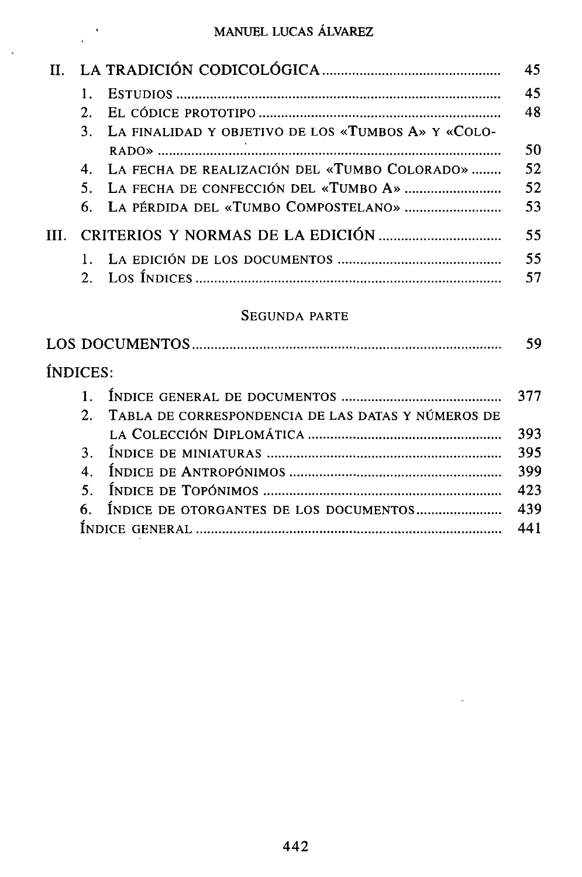- II. LA TRADICIÓN CODICOLÓGICA ........ 45
  1. Estudios ........ 45
  2. El códice prototipo ........ 48
  3. La finalidad y objetivo de los «Tumbos A» y «Colorado» ........ 50
  4. La fecha de realización del «Tumbo Colorado» ........ 52
  5. La fecha de confección del «Tumbo A» ........ 52
  6. La pérdida del «Tumbo Compostelano» ........ 53
- III. CRITERIOS Y NORMAS DE LA EDICIÓN ........ 55
  1. La edición de los documentos ........ 55
  2. Los Índices ........ 57

## Segunda parte

LOS DOCUMENTOS ........ 59

ÍNDICES:

1. Índice general de documentos ........ 377
2. Tabla de correspondencia de las datas y números de la Colección Diplomática ........ 393
3. Índice de miniaturas ........ 395
4. Índice de Antropónimos ........ 399
5. Índice de Topónimos ........ 423
6. Índice de otorgantes de los documentos ........ 439

Índice general ........ 441